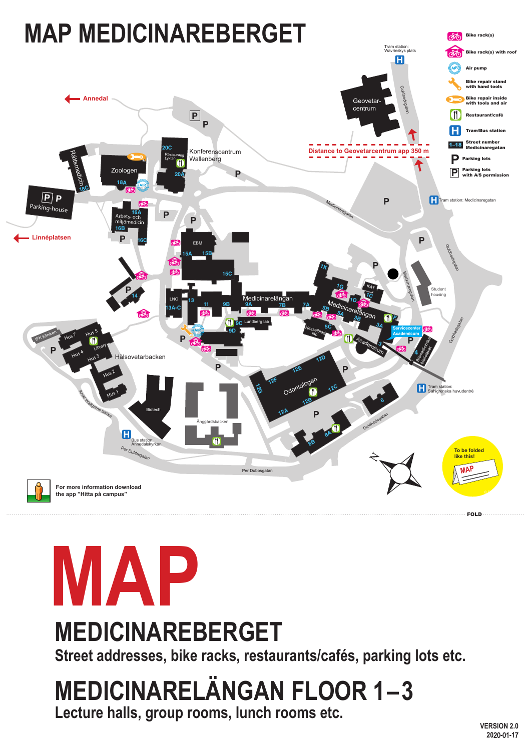# MAP MEDICINAREBERGET

- Bike rack(s)
- Bike rack(s) with roof
- Air pump
- Bike repair stand with hand tools
- Bike repair inside with tools and air
- Restaurant/café
- Tram/Bus station
- 1–18 Street number Medicinaregatan
- P Parking lots
- P Parking lots with A/S permission

Distance to Geovetarcentrum app 350 m

For more information download the app "Hitta på campus"

To be folded like this!

FOLD

# MAP

## MEDICINAREBERGET

**Street addresses, bike racks, restaurants/cafés, parking lots etc.**

## MEDICINARELÄNGAN FLOOR 1–3

**Lecture halls, group rooms, lunch rooms etc.**

VERSION 2.0
2020-01-17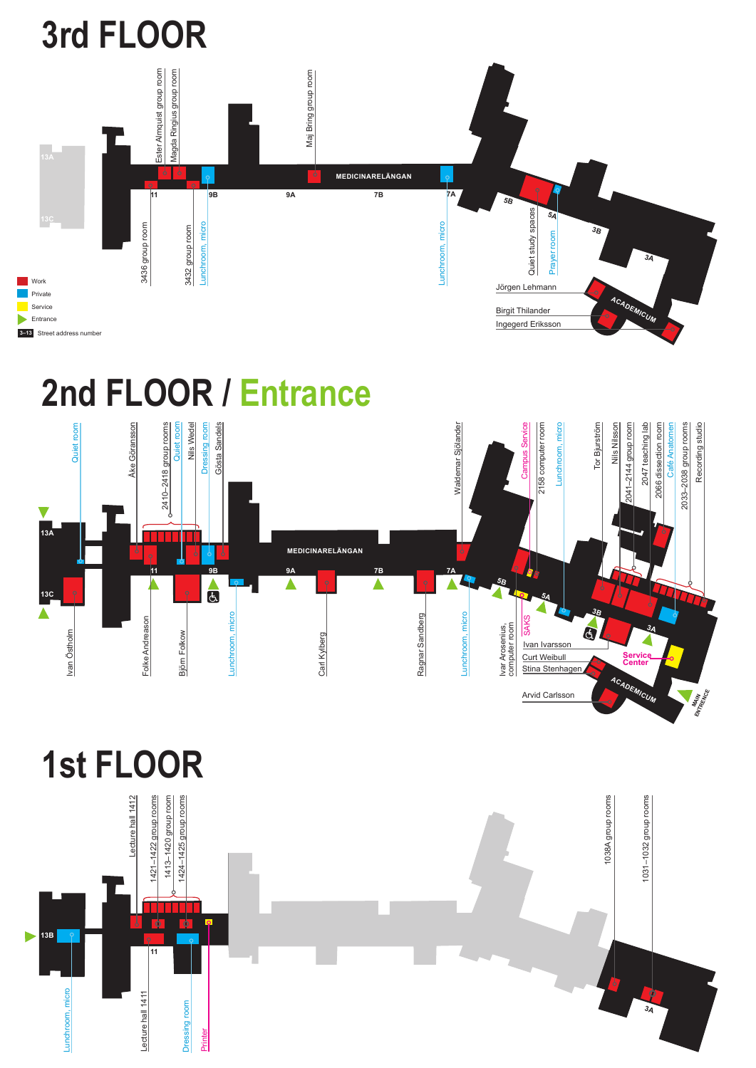# 3rd FLOOR

13A

13C

Ester Almquist group room

Magda Ringius group room

Maj Bring group room

MEDICINARELÄNGAN

11

9B

9A

7B

7A

5B

5A

3B

3A

3436 group room

3432 group room

Lunchroom, micro

Lunchroom, micro

Quiet study spaces

Prayer room

Jörgen Lehmann

Birgit Thilander

Ingegerd Eriksson

ACADEMICUM

Work

Private

Service

Entrance

3–13 Street address number

# 2nd FLOOR / Entrance

Quiet room

Åke Göransson

2410–2418 group rooms

Quiet room

Nils Wedel

Dressing room

Gösta Sandels

Waldemar Sjölander

Campus Service

2158 computer room

Lunchroom, micro

Tor Bjurström

Nils Nilsson

2041–2144 group room

2047 teaching lab

2066 dissection room

Café Anatomen

2033–2038 group rooms

Recording studio

13A

13C

MEDICINARELÄNGAN

11

9B

9A

7B

7A

5B

5A

3B

3A

Ivan Östholm

Folke Andreason

Björn Folkow

Lunchroom, micro

Carl Kylberg

Ragnar Sandberg

Lunchroom, micro

Ivar Arosenius, computer room

SAKS

Ivan Ivarsson

Curt Weibull

Stina Stenhagen

Arvid Carlsson

Service Center

ACADEMICUM

MAIN ENTRENCE

# 1st FLOOR

Lecture hall 1412

1421–1422 group rooms

1413–1420 group room

1424–1425 group rooms

1038A group rooms

1031–1032 group rooms

13B

11

3A

Lunchroom, micro

Lecture hall 1411

Dressing room

Printer